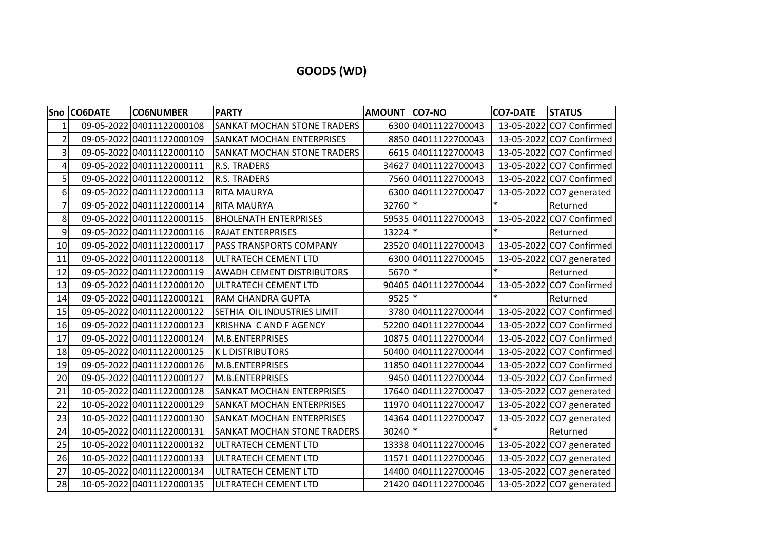# GOODS (WD)

| Sno | CO6DATE | CO6NUMBER | PARTY | AMOUNT | CO7-NO | CO7-DATE | STATUS |
|---|---|---|---|---|---|---|---|
| 1 | 09-05-2022 | 04011122000108 | SANKAT MOCHAN STONE TRADERS | 6300 | 04011122700043 | 13-05-2022 | CO7 Confirmed |
| 2 | 09-05-2022 | 04011122000109 | SANKAT MOCHAN ENTERPRISES | 8850 | 04011122700043 | 13-05-2022 | CO7 Confirmed |
| 3 | 09-05-2022 | 04011122000110 | SANKAT MOCHAN STONE TRADERS | 6615 | 04011122700043 | 13-05-2022 | CO7 Confirmed |
| 4 | 09-05-2022 | 04011122000111 | R.S. TRADERS | 34627 | 04011122700043 | 13-05-2022 | CO7 Confirmed |
| 5 | 09-05-2022 | 04011122000112 | R.S. TRADERS | 7560 | 04011122700043 | 13-05-2022 | CO7 Confirmed |
| 6 | 09-05-2022 | 04011122000113 | RITA MAURYA | 6300 | 04011122700047 | 13-05-2022 | CO7 generated |
| 7 | 09-05-2022 | 04011122000114 | RITA MAURYA | 32760 | * | * | Returned |
| 8 | 09-05-2022 | 04011122000115 | BHOLENATH ENTERPRISES | 59535 | 04011122700043 | 13-05-2022 | CO7 Confirmed |
| 9 | 09-05-2022 | 04011122000116 | RAJAT ENTERPRISES | 13224 | * | * | Returned |
| 10 | 09-05-2022 | 04011122000117 | PASS TRANSPORTS COMPANY | 23520 | 04011122700043 | 13-05-2022 | CO7 Confirmed |
| 11 | 09-05-2022 | 04011122000118 | ULTRATECH CEMENT LTD | 6300 | 04011122700045 | 13-05-2022 | CO7 generated |
| 12 | 09-05-2022 | 04011122000119 | AWADH CEMENT DISTRIBUTORS | 5670 | * | * | Returned |
| 13 | 09-05-2022 | 04011122000120 | ULTRATECH CEMENT LTD | 90405 | 04011122700044 | 13-05-2022 | CO7 Confirmed |
| 14 | 09-05-2022 | 04011122000121 | RAM CHANDRA GUPTA | 9525 | * | * | Returned |
| 15 | 09-05-2022 | 04011122000122 | SETHIA OIL INDUSTRIES LIMIT | 3780 | 04011122700044 | 13-05-2022 | CO7 Confirmed |
| 16 | 09-05-2022 | 04011122000123 | KRISHNA C AND F AGENCY | 52200 | 04011122700044 | 13-05-2022 | CO7 Confirmed |
| 17 | 09-05-2022 | 04011122000124 | M.B.ENTERPRISES | 10875 | 04011122700044 | 13-05-2022 | CO7 Confirmed |
| 18 | 09-05-2022 | 04011122000125 | K L DISTRIBUTORS | 50400 | 04011122700044 | 13-05-2022 | CO7 Confirmed |
| 19 | 09-05-2022 | 04011122000126 | M.B.ENTERPRISES | 11850 | 04011122700044 | 13-05-2022 | CO7 Confirmed |
| 20 | 09-05-2022 | 04011122000127 | M.B.ENTERPRISES | 9450 | 04011122700044 | 13-05-2022 | CO7 Confirmed |
| 21 | 10-05-2022 | 04011122000128 | SANKAT MOCHAN ENTERPRISES | 17640 | 04011122700047 | 13-05-2022 | CO7 generated |
| 22 | 10-05-2022 | 04011122000129 | SANKAT MOCHAN ENTERPRISES | 11970 | 04011122700047 | 13-05-2022 | CO7 generated |
| 23 | 10-05-2022 | 04011122000130 | SANKAT MOCHAN ENTERPRISES | 14364 | 04011122700047 | 13-05-2022 | CO7 generated |
| 24 | 10-05-2022 | 04011122000131 | SANKAT MOCHAN STONE TRADERS | 30240 | * | * | Returned |
| 25 | 10-05-2022 | 04011122000132 | ULTRATECH CEMENT LTD | 13338 | 04011122700046 | 13-05-2022 | CO7 generated |
| 26 | 10-05-2022 | 04011122000133 | ULTRATECH CEMENT LTD | 11571 | 04011122700046 | 13-05-2022 | CO7 generated |
| 27 | 10-05-2022 | 04011122000134 | ULTRATECH CEMENT LTD | 14400 | 04011122700046 | 13-05-2022 | CO7 generated |
| 28 | 10-05-2022 | 04011122000135 | ULTRATECH CEMENT LTD | 21420 | 04011122700046 | 13-05-2022 | CO7 generated |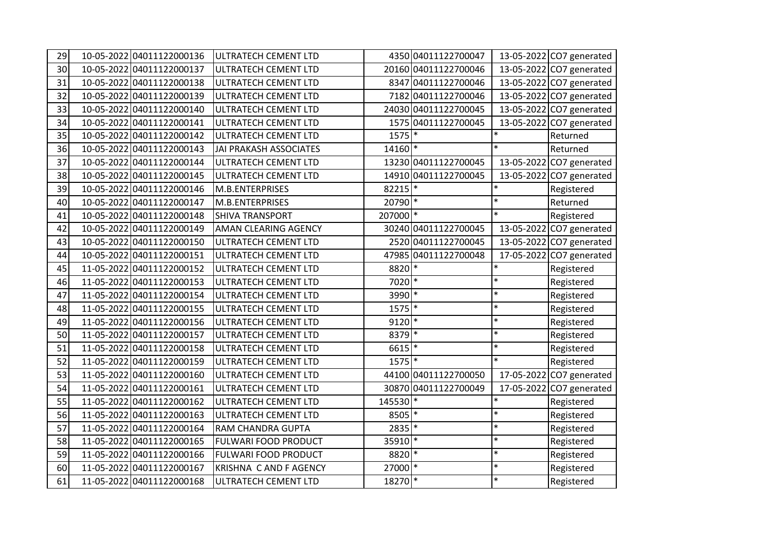| | | | | | | | |
|---|---|---|---|---|---|---|---|
| 29 | 10-05-2022 | 04011122000136 | ULTRATECH CEMENT LTD | 4350 | 04011122700047 | 13-05-2022 | CO7 generated |
| 30 | 10-05-2022 | 04011122000137 | ULTRATECH CEMENT LTD | 20160 | 04011122700046 | 13-05-2022 | CO7 generated |
| 31 | 10-05-2022 | 04011122000138 | ULTRATECH CEMENT LTD | 8347 | 04011122700046 | 13-05-2022 | CO7 generated |
| 32 | 10-05-2022 | 04011122000139 | ULTRATECH CEMENT LTD | 7182 | 04011122700046 | 13-05-2022 | CO7 generated |
| 33 | 10-05-2022 | 04011122000140 | ULTRATECH CEMENT LTD | 24030 | 04011122700045 | 13-05-2022 | CO7 generated |
| 34 | 10-05-2022 | 04011122000141 | ULTRATECH CEMENT LTD | 1575 | 04011122700045 | 13-05-2022 | CO7 generated |
| 35 | 10-05-2022 | 04011122000142 | ULTRATECH CEMENT LTD | 1575 | * | * | Returned |
| 36 | 10-05-2022 | 04011122000143 | JAI PRAKASH ASSOCIATES | 14160 | * | * | Returned |
| 37 | 10-05-2022 | 04011122000144 | ULTRATECH CEMENT LTD | 13230 | 04011122700045 | 13-05-2022 | CO7 generated |
| 38 | 10-05-2022 | 04011122000145 | ULTRATECH CEMENT LTD | 14910 | 04011122700045 | 13-05-2022 | CO7 generated |
| 39 | 10-05-2022 | 04011122000146 | M.B.ENTERPRISES | 82215 | * | * | Registered |
| 40 | 10-05-2022 | 04011122000147 | M.B.ENTERPRISES | 20790 | * | * | Returned |
| 41 | 10-05-2022 | 04011122000148 | SHIVA TRANSPORT | 207000 | * | * | Registered |
| 42 | 10-05-2022 | 04011122000149 | AMAN CLEARING AGENCY | 30240 | 04011122700045 | 13-05-2022 | CO7 generated |
| 43 | 10-05-2022 | 04011122000150 | ULTRATECH CEMENT LTD | 2520 | 04011122700045 | 13-05-2022 | CO7 generated |
| 44 | 10-05-2022 | 04011122000151 | ULTRATECH CEMENT LTD | 47985 | 04011122700048 | 17-05-2022 | CO7 generated |
| 45 | 11-05-2022 | 04011122000152 | ULTRATECH CEMENT LTD | 8820 | * | * | Registered |
| 46 | 11-05-2022 | 04011122000153 | ULTRATECH CEMENT LTD | 7020 | * | * | Registered |
| 47 | 11-05-2022 | 04011122000154 | ULTRATECH CEMENT LTD | 3990 | * | * | Registered |
| 48 | 11-05-2022 | 04011122000155 | ULTRATECH CEMENT LTD | 1575 | * | * | Registered |
| 49 | 11-05-2022 | 04011122000156 | ULTRATECH CEMENT LTD | 9120 | * | * | Registered |
| 50 | 11-05-2022 | 04011122000157 | ULTRATECH CEMENT LTD | 8379 | * | * | Registered |
| 51 | 11-05-2022 | 04011122000158 | ULTRATECH CEMENT LTD | 6615 | * | * | Registered |
| 52 | 11-05-2022 | 04011122000159 | ULTRATECH CEMENT LTD | 1575 | * | * | Registered |
| 53 | 11-05-2022 | 04011122000160 | ULTRATECH CEMENT LTD | 44100 | 04011122700050 | 17-05-2022 | CO7 generated |
| 54 | 11-05-2022 | 04011122000161 | ULTRATECH CEMENT LTD | 30870 | 04011122700049 | 17-05-2022 | CO7 generated |
| 55 | 11-05-2022 | 04011122000162 | ULTRATECH CEMENT LTD | 145530 | * | * | Registered |
| 56 | 11-05-2022 | 04011122000163 | ULTRATECH CEMENT LTD | 8505 | * | * | Registered |
| 57 | 11-05-2022 | 04011122000164 | RAM CHANDRA GUPTA | 2835 | * | * | Registered |
| 58 | 11-05-2022 | 04011122000165 | FULWARI FOOD PRODUCT | 35910 | * | * | Registered |
| 59 | 11-05-2022 | 04011122000166 | FULWARI FOOD PRODUCT | 8820 | * | * | Registered |
| 60 | 11-05-2022 | 04011122000167 | KRISHNA C AND F AGENCY | 27000 | * | * | Registered |
| 61 | 11-05-2022 | 04011122000168 | ULTRATECH CEMENT LTD | 18270 | * | * | Registered |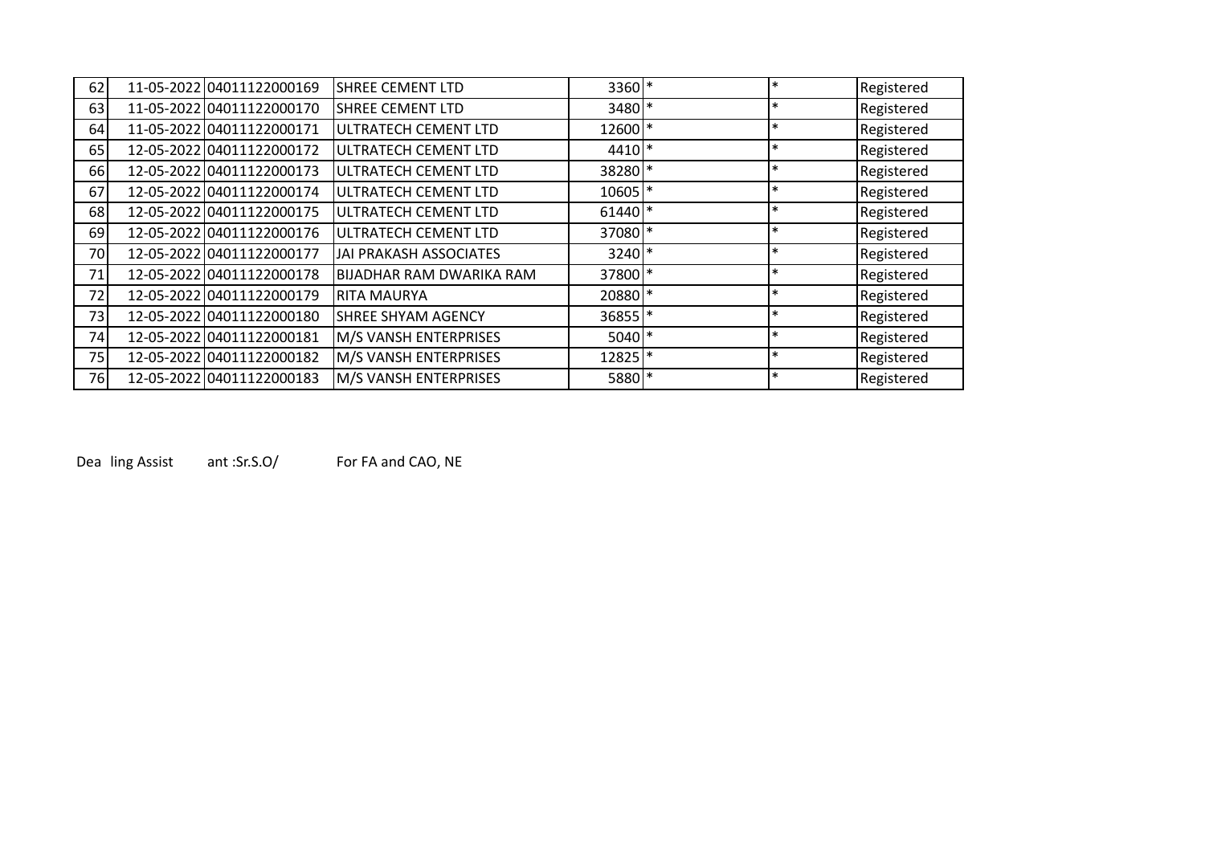| | | | | | | | |
|---|---|---|---|---|---|---|---|
| 62 | 11-05-2022 | 04011122000169 | SHREE CEMENT LTD | 3360 | * | * | Registered |
| 63 | 11-05-2022 | 04011122000170 | SHREE CEMENT LTD | 3480 | * | * | Registered |
| 64 | 11-05-2022 | 04011122000171 | ULTRATECH CEMENT LTD | 12600 | * | * | Registered |
| 65 | 12-05-2022 | 04011122000172 | ULTRATECH CEMENT LTD | 4410 | * | * | Registered |
| 66 | 12-05-2022 | 04011122000173 | ULTRATECH CEMENT LTD | 38280 | * | * | Registered |
| 67 | 12-05-2022 | 04011122000174 | ULTRATECH CEMENT LTD | 10605 | * | * | Registered |
| 68 | 12-05-2022 | 04011122000175 | ULTRATECH CEMENT LTD | 61440 | * | * | Registered |
| 69 | 12-05-2022 | 04011122000176 | ULTRATECH CEMENT LTD | 37080 | * | * | Registered |
| 70 | 12-05-2022 | 04011122000177 | JAI PRAKASH ASSOCIATES | 3240 | * | * | Registered |
| 71 | 12-05-2022 | 04011122000178 | BIJADHAR RAM DWARIKA RAM | 37800 | * | * | Registered |
| 72 | 12-05-2022 | 04011122000179 | RITA MAURYA | 20880 | * | * | Registered |
| 73 | 12-05-2022 | 04011122000180 | SHREE SHYAM AGENCY | 36855 | * | * | Registered |
| 74 | 12-05-2022 | 04011122000181 | M/S VANSH ENTERPRISES | 5040 | * | * | Registered |
| 75 | 12-05-2022 | 04011122000182 | M/S VANSH ENTERPRISES | 12825 | * | * | Registered |
| 76 | 12-05-2022 | 04011122000183 | M/S VANSH ENTERPRISES | 5880 | * | * | Registered |

Dea ling Assist ant :Sr.S.O/ For FA and CAO, NE